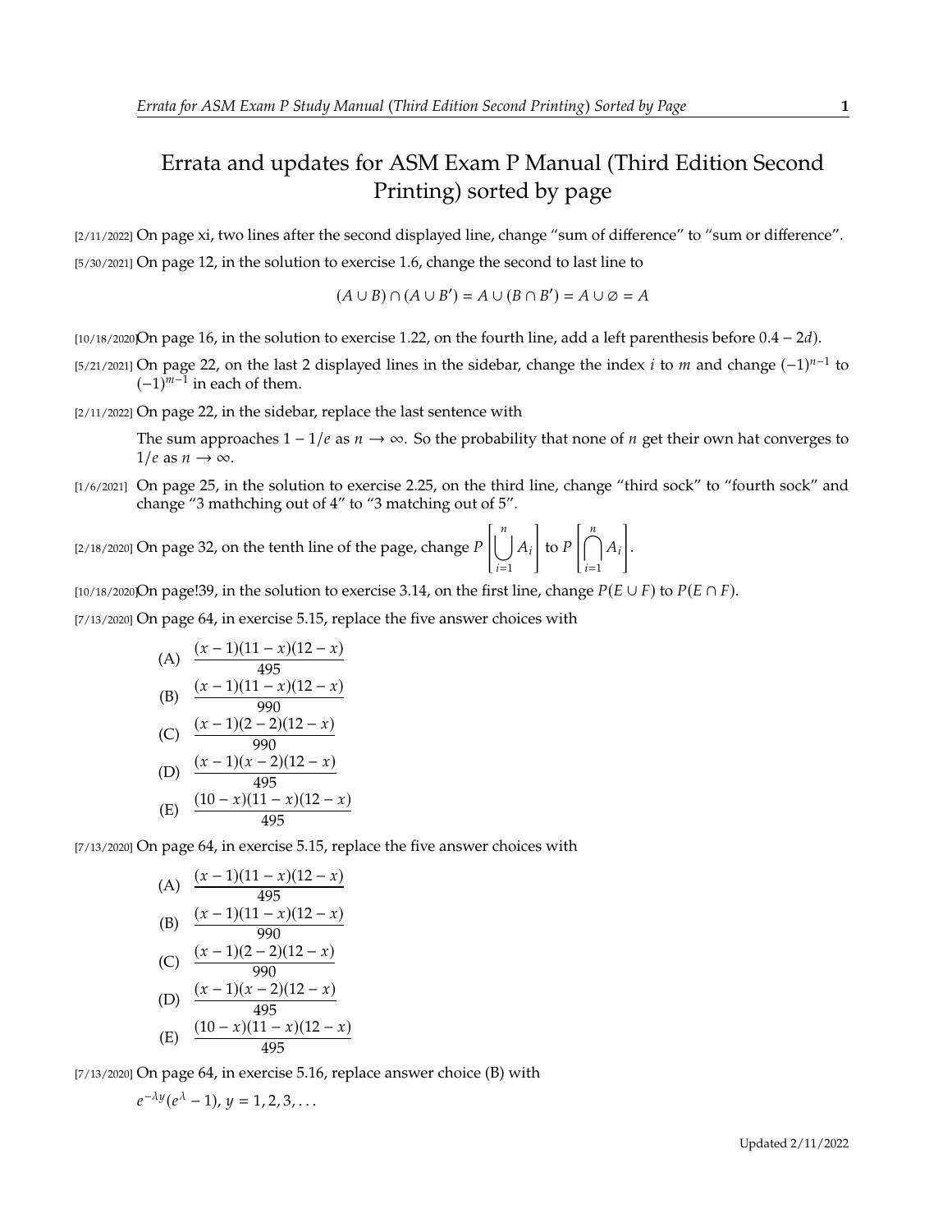# Errata and updates for ASM Exam P Manual (Third Edition Second Printing) sorted by page

[2/11/2022] On page xi, two lines after the second displayed line, change "sum of difference" to "sum or difference".

[5/30/2021] On page 12, in the solution to exercise 1.6, change the second to last line to

$$(A \cup B) \cap (A \cup B') = A \cup (B \cap B') = A \cup \varnothing = A$$

[10/18/2020] On page 16, in the solution to exercise 1.22, on the fourth line, add a left parenthesis before $0.4 - 2d$).

[5/21/2021] On page 22, on the last 2 displayed lines in the sidebar, change the index $i$ to $m$ and change $(-1)^{n-1}$ to $(-1)^{m-1}$ in each of them.

[2/11/2022] On page 22, in the sidebar, replace the last sentence with

> The sum approaches $1 - 1/e$ as $n \to \infty$. So the probability that none of $n$ get their own hat converges to $1/e$ as $n \to \infty$.

[1/6/2021] On page 25, in the solution to exercise 2.25, on the third line, change "third sock" to "fourth sock" and change "3 mathching out of 4" to "3 matching out of 5".

[2/18/2020] On page 32, on the tenth line of the page, change $P\left[\bigcup_{i=1}^{n} A_i\right]$ to $P\left[\bigcap_{i=1}^{n} A_i\right]$.

[10/18/2020] On page!39, in the solution to exercise 3.14, on the first line, change $P(E \cup F)$ to $P(E \cap F)$.

[7/13/2020] On page 64, in exercise 5.15, replace the five answer choices with

(A) $\dfrac{(x-1)(11-x)(12-x)}{495}$

(B) $\dfrac{(x-1)(11-x)(12-x)}{990}$

(C) $\dfrac{(x-1)(2-2)(12-x)}{990}$

(D) $\dfrac{(x-1)(x-2)(12-x)}{495}$

(E) $\dfrac{(10-x)(11-x)(12-x)}{495}$

[7/13/2020] On page 64, in exercise 5.15, replace the five answer choices with

(A) $\dfrac{(x-1)(11-x)(12-x)}{495}$

(B) $\dfrac{(x-1)(11-x)(12-x)}{990}$

(C) $\dfrac{(x-1)(2-2)(12-x)}{990}$

(D) $\dfrac{(x-1)(x-2)(12-x)}{495}$

(E) $\dfrac{(10-x)(11-x)(12-x)}{495}$

[7/13/2020] On page 64, in exercise 5.16, replace answer choice (B) with

$e^{-\lambda y}(e^{\lambda} - 1)$, $y = 1, 2, 3, \ldots$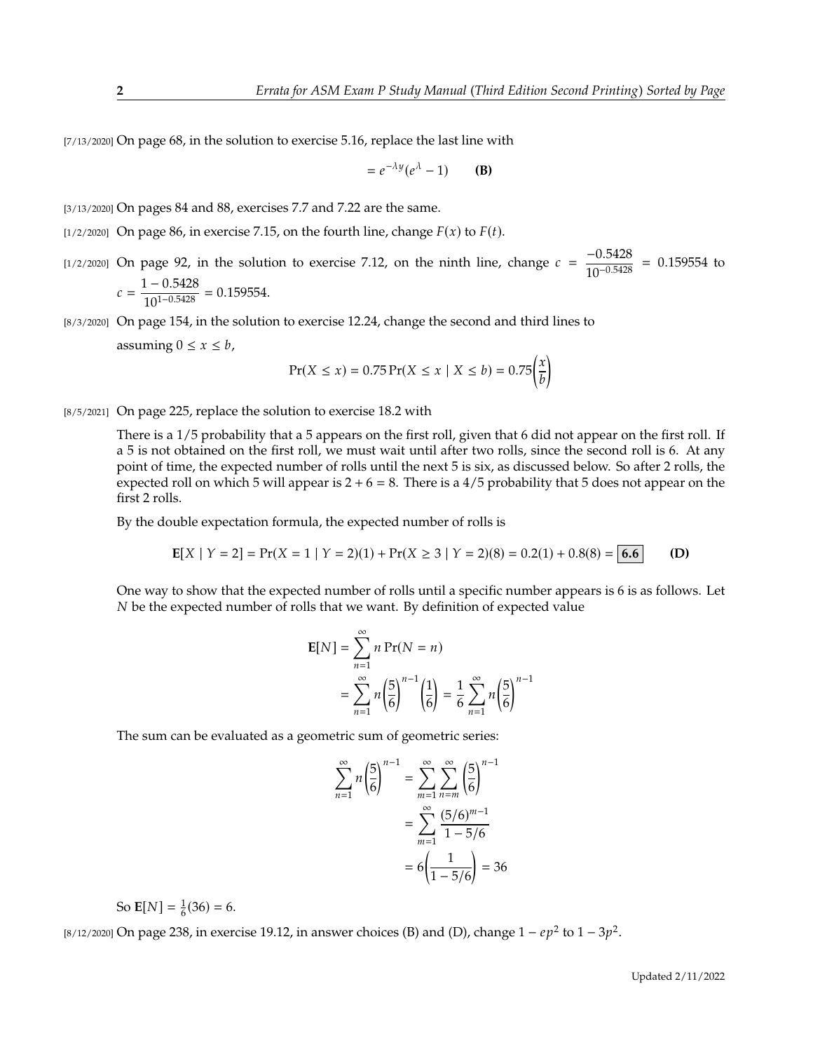[7/13/2020] On page 68, in the solution to exercise 5.16, replace the last line with

$$= e^{-\lambda y}(e^{\lambda} - 1) \qquad \textbf{(B)}$$

[3/13/2020] On pages 84 and 88, exercises 7.7 and 7.22 are the same.

[1/2/2020] On page 86, in exercise 7.15, on the fourth line, change $F(x)$ to $F(t)$.

[1/2/2020] On page 92, in the solution to exercise 7.12, on the ninth line, change $c = \dfrac{-0.5428}{10^{-0.5428}} = 0.159554$ to $c = \dfrac{1 - 0.5428}{10^{1-0.5428}} = 0.159554$.

[8/3/2020] On page 154, in the solution to exercise 12.24, change the second and third lines to

assuming $0 \le x \le b$,

$$\Pr(X \le x) = 0.75 \Pr(X \le x \mid X \le b) = 0.75\left(\frac{x}{b}\right)$$

[8/5/2021] On page 225, replace the solution to exercise 18.2 with

There is a 1/5 probability that a 5 appears on the first roll, given that 6 did not appear on the first roll. If a 5 is not obtained on the first roll, we must wait until after two rolls, since the second roll is 6. At any point of time, the expected number of rolls until the next 5 is six, as discussed below. So after 2 rolls, the expected roll on which 5 will appear is $2 + 6 = 8$. There is a 4/5 probability that 5 does not appear on the first 2 rolls.

By the double expectation formula, the expected number of rolls is

$$\mathbf{E}[X \mid Y = 2] = \Pr(X = 1 \mid Y = 2)(1) + \Pr(X \ge 3 \mid Y = 2)(8) = 0.2(1) + 0.8(8) = \boxed{\mathbf{6.6}} \qquad \textbf{(D)}$$

One way to show that the expected number of rolls until a specific number appears is 6 is as follows. Let $N$ be the expected number of rolls that we want. By definition of expected value

$$\begin{aligned}
\mathbf{E}[N] &= \sum_{n=1}^{\infty} n \Pr(N = n) \\
&= \sum_{n=1}^{\infty} n \left(\frac{5}{6}\right)^{n-1} \left(\frac{1}{6}\right) = \frac{1}{6} \sum_{n=1}^{\infty} n \left(\frac{5}{6}\right)^{n-1}
\end{aligned}$$

The sum can be evaluated as a geometric sum of geometric series:

$$\begin{aligned}
\sum_{n=1}^{\infty} n \left(\frac{5}{6}\right)^{n-1} &= \sum_{m=1}^{\infty} \sum_{n=m}^{\infty} \left(\frac{5}{6}\right)^{n-1} \\
&= \sum_{m=1}^{\infty} \frac{(5/6)^{m-1}}{1 - 5/6} \\
&= 6\left(\frac{1}{1 - 5/6}\right) = 36
\end{aligned}$$

So $\mathbf{E}[N] = \frac{1}{6}(36) = 6$.

[8/12/2020] On page 238, in exercise 19.12, in answer choices (B) and (D), change $1 - ep^2$ to $1 - 3p^2$.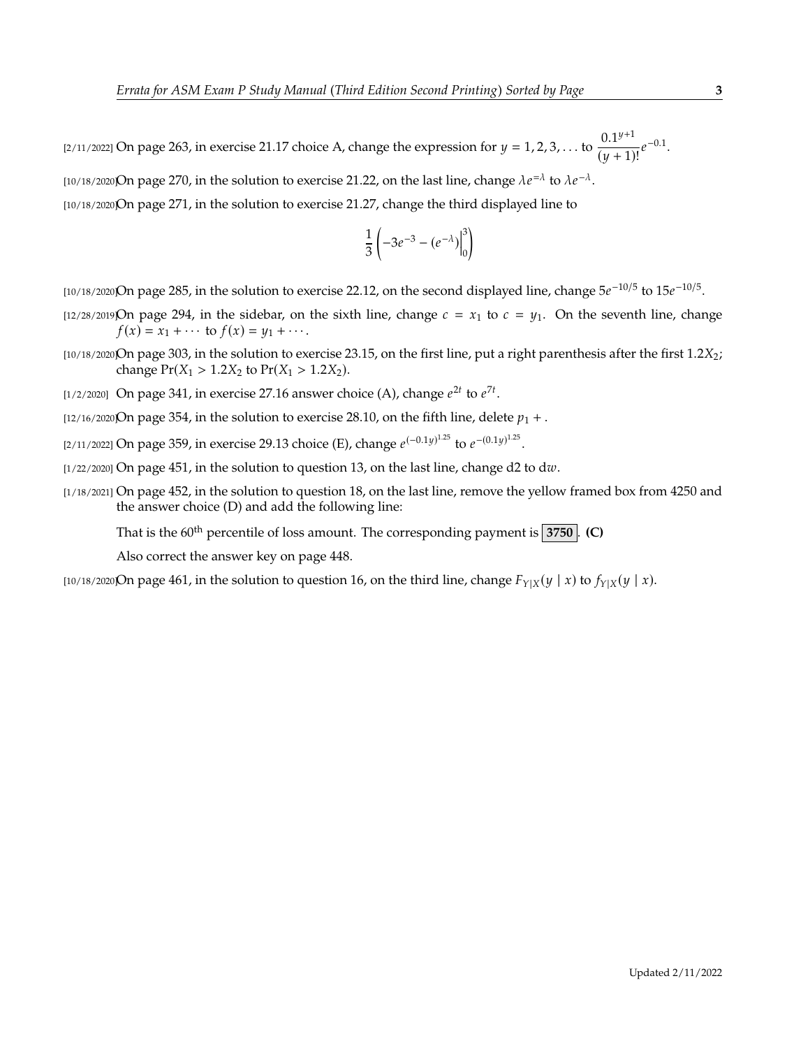[2/11/2022] On page 263, in exercise 21.17 choice A, change the expression for $y = 1, 2, 3, \ldots$ to $\dfrac{0.1^{y+1}}{(y+1)!}e^{-0.1}$.

[10/18/2020] On page 270, in the solution to exercise 21.22, on the last line, change $\lambda e^{=\lambda}$ to $\lambda e^{-\lambda}$.

[10/18/2020] On page 271, in the solution to exercise 21.27, change the third displayed line to

$$\frac{1}{3}\left(-3e^{-3} - \left(e^{-\lambda}\right)\Big|_0^3\right)$$

[10/18/2020] On page 285, in the solution to exercise 22.12, on the second displayed line, change $5e^{-10/5}$ to $15e^{-10/5}$.

[12/28/2019] On page 294, in the sidebar, on the sixth line, change $c = x_1$ to $c = y_1$. On the seventh line, change $f(x) = x_1 + \cdots$ to $f(x) = y_1 + \cdots$.

[10/18/2020] On page 303, in the solution to exercise 23.15, on the first line, put a right parenthesis after the first $1.2X_2$; change $\Pr(X_1 > 1.2X_2$ to $\Pr(X_1 > 1.2X_2)$.

[1/2/2020] On page 341, in exercise 27.16 answer choice (A), change $e^{2t}$ to $e^{7t}$.

[12/16/2020] On page 354, in the solution to exercise 28.10, on the fifth line, delete $p_1 +$.

[2/11/2022] On page 359, in exercise 29.13 choice (E), change $e^{(-0.1y)^{1.25}}$ to $e^{-(0.1y)^{1.25}}$.

[1/22/2020] On page 451, in the solution to question 13, on the last line, change d2 to $\mathrm{d}w$.

[1/18/2021] On page 452, in the solution to question 18, on the last line, remove the yellow framed box from 4250 and the answer choice (D) and add the following line:

That is the 60th percentile of loss amount. The corresponding payment is **3750**. **(C)**

Also correct the answer key on page 448.

[10/18/2020] On page 461, in the solution to question 16, on the third line, change $F_{Y|X}(y \mid x)$ to $f_{Y|X}(y \mid x)$.